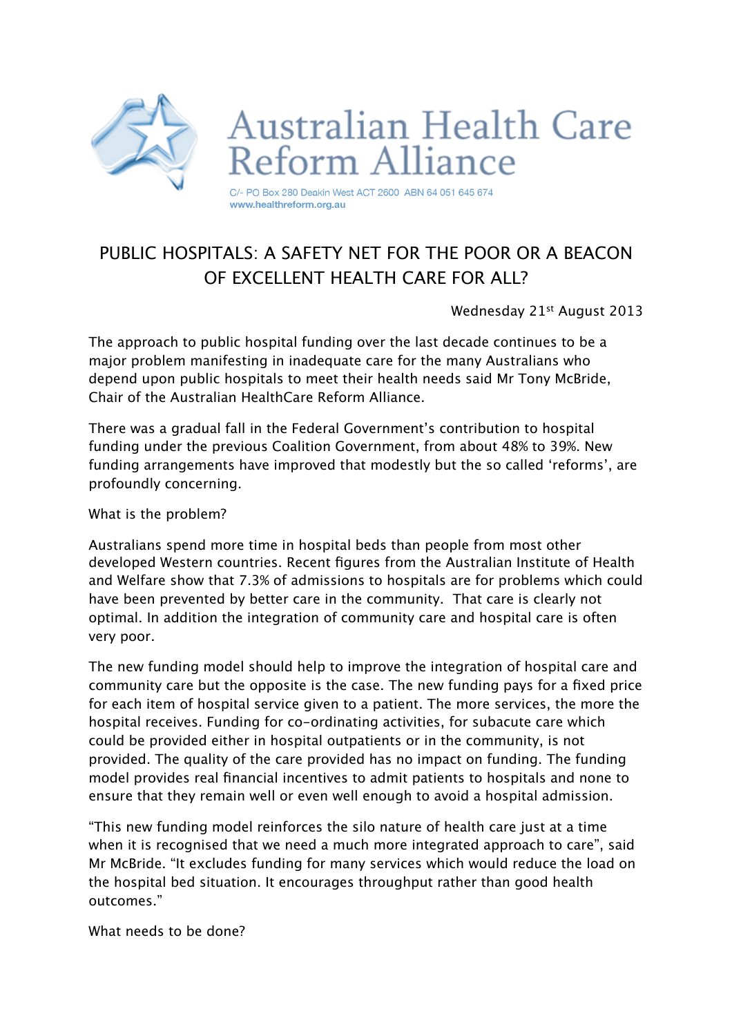# Australian Health Care Reform Alliance

C/- PO Box 280 Deakin West ACT 2600 ABN 64 051 645 674
www.healthreform.org.au

## PUBLIC HOSPITALS: A SAFETY NET FOR THE POOR OR A BEACON OF EXCELLENT HEALTH CARE FOR ALL?

Wednesday 21st August 2013

The approach to public hospital funding over the last decade continues to be a major problem manifesting in inadequate care for the many Australians who depend upon public hospitals to meet their health needs said Mr Tony McBride, Chair of the Australian HealthCare Reform Alliance.

There was a gradual fall in the Federal Government's contribution to hospital funding under the previous Coalition Government, from about 48% to 39%. New funding arrangements have improved that modestly but the so called 'reforms', are profoundly concerning.

What is the problem?

Australians spend more time in hospital beds than people from most other developed Western countries. Recent figures from the Australian Institute of Health and Welfare show that 7.3% of admissions to hospitals are for problems which could have been prevented by better care in the community. That care is clearly not optimal. In addition the integration of community care and hospital care is often very poor.

The new funding model should help to improve the integration of hospital care and community care but the opposite is the case. The new funding pays for a fixed price for each item of hospital service given to a patient. The more services, the more the hospital receives. Funding for co-ordinating activities, for subacute care which could be provided either in hospital outpatients or in the community, is not provided. The quality of the care provided has no impact on funding. The funding model provides real financial incentives to admit patients to hospitals and none to ensure that they remain well or even well enough to avoid a hospital admission.

"This new funding model reinforces the silo nature of health care just at a time when it is recognised that we need a much more integrated approach to care", said Mr McBride. "It excludes funding for many services which would reduce the load on the hospital bed situation. It encourages throughput rather than good health outcomes."

What needs to be done?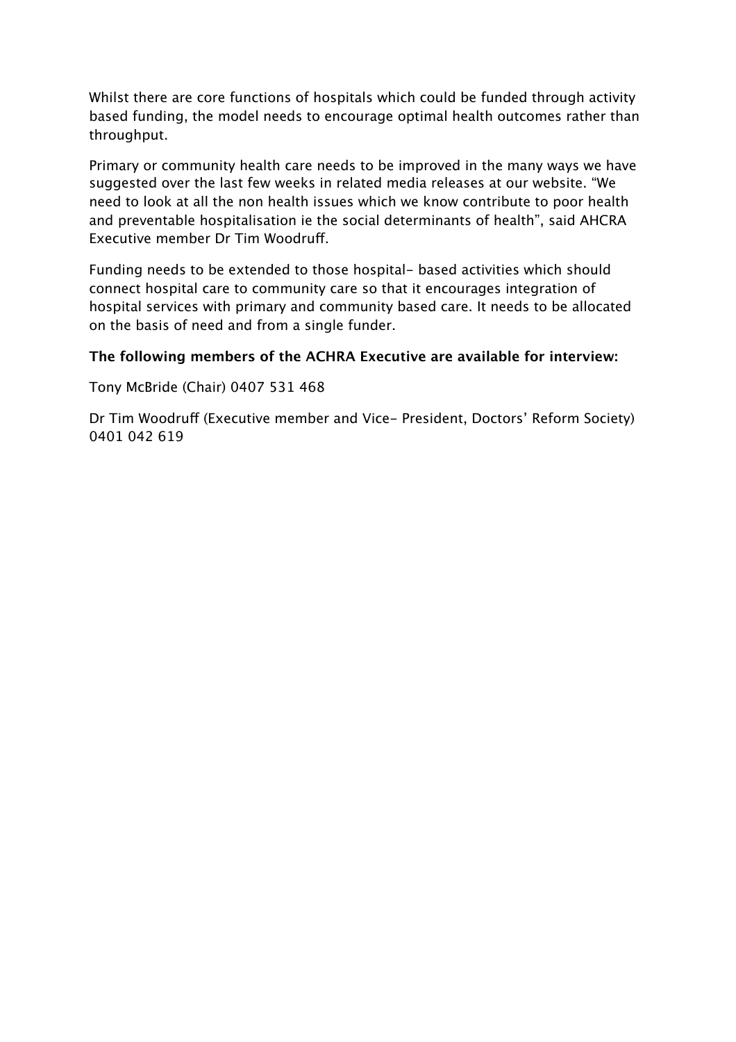Whilst there are core functions of hospitals which could be funded through activity based funding, the model needs to encourage optimal health outcomes rather than throughput.

Primary or community health care needs to be improved in the many ways we have suggested over the last few weeks in related media releases at our website. "We need to look at all the non health issues which we know contribute to poor health and preventable hospitalisation ie the social determinants of health", said AHCRA Executive member Dr Tim Woodruff.

Funding needs to be extended to those hospital- based activities which should connect hospital care to community care so that it encourages integration of hospital services with primary and community based care. It needs to be allocated on the basis of need and from a single funder.

**The following members of the ACHRA Executive are available for interview:**

Tony McBride (Chair) 0407 531 468

Dr Tim Woodruff (Executive member and Vice- President, Doctors' Reform Society) 0401 042 619